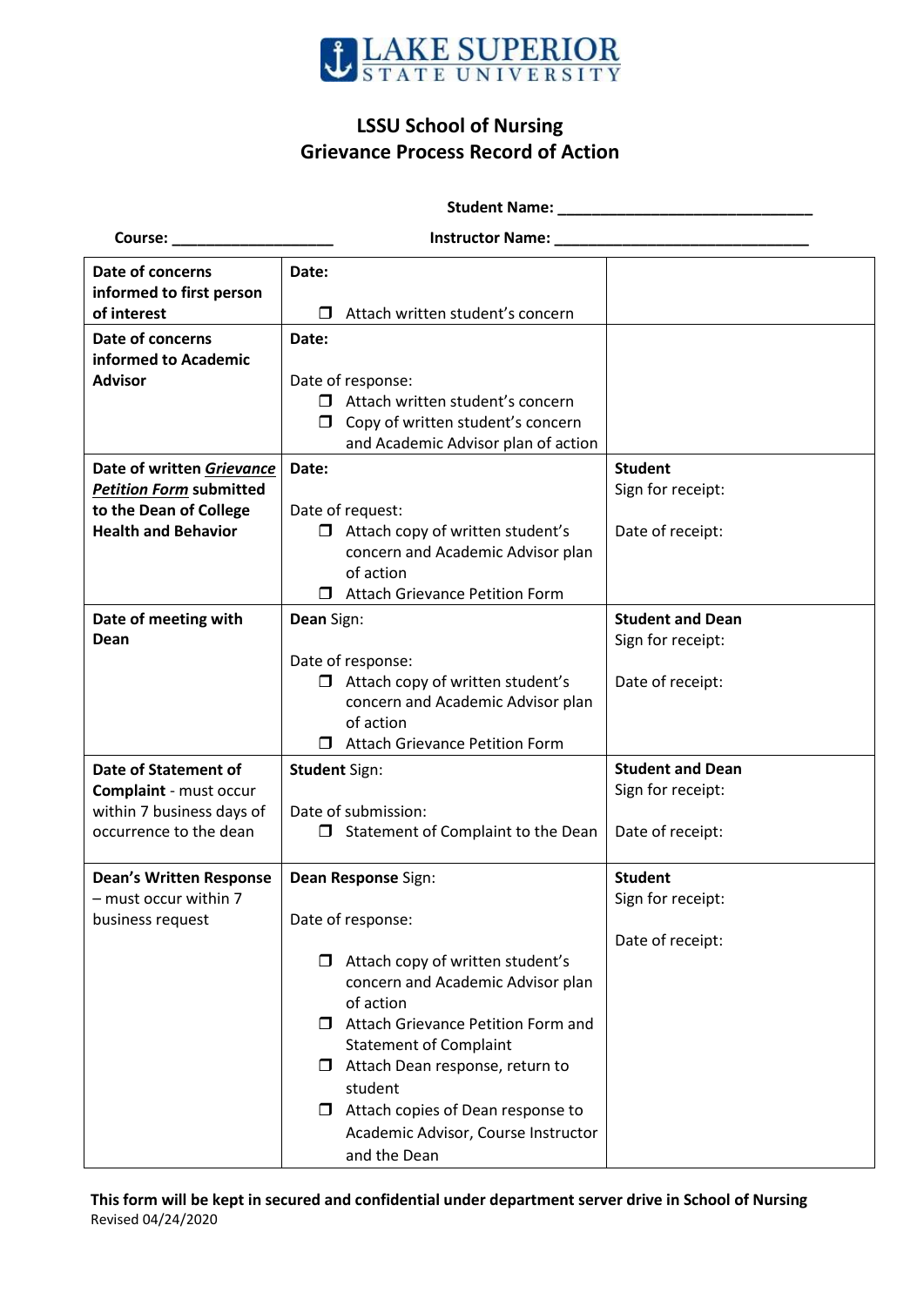LAKE SUPERIOR STATE UNIVERSITY

# LSSU School of Nursing
## Grievance Process Record of Action

**Student Name:** ______________________________

**Course:** ___________________ **Instructor Name:** ______________________________

| | | |
|---|---|---|
| **Date of concerns informed to first person of interest** | **Date:**<br><br>❐ Attach written student's concern | |
| **Date of concerns informed to Academic Advisor** | **Date:**<br><br>Date of response:<br>❐ Attach written student's concern<br>❐ Copy of written student's concern and Academic Advisor plan of action | |
| **Date of written *<u>Grievance Petition Form</u>* submitted to the Dean of College Health and Behavior** | **Date:**<br><br>Date of request:<br>❐ Attach copy of written student's concern and Academic Advisor plan of action<br>❐ Attach Grievance Petition Form | **Student**<br>Sign for receipt:<br><br>Date of receipt: |
| **Date of meeting with Dean** | **Dean** Sign:<br><br>Date of response:<br>❐ Attach copy of written student's concern and Academic Advisor plan of action<br>❐ Attach Grievance Petition Form | **Student and Dean**<br>Sign for receipt:<br><br>Date of receipt: |
| **Date of Statement of Complaint** - must occur within 7 business days of occurrence to the dean | **Student** Sign:<br><br>Date of submission:<br>❐ Statement of Complaint to the Dean | **Student and Dean**<br>Sign for receipt:<br><br>Date of receipt: |
| **Dean's Written Response** – must occur within 7 business request | **Dean Response** Sign:<br><br>Date of response:<br><br>❐ Attach copy of written student's concern and Academic Advisor plan of action<br>❐ Attach Grievance Petition Form and Statement of Complaint<br>❐ Attach Dean response, return to student<br>❐ Attach copies of Dean response to Academic Advisor, Course Instructor and the Dean | **Student**<br>Sign for receipt:<br><br>Date of receipt: |

**This form will be kept in secured and confidential under department server drive in School of Nursing**

Revised 04/24/2020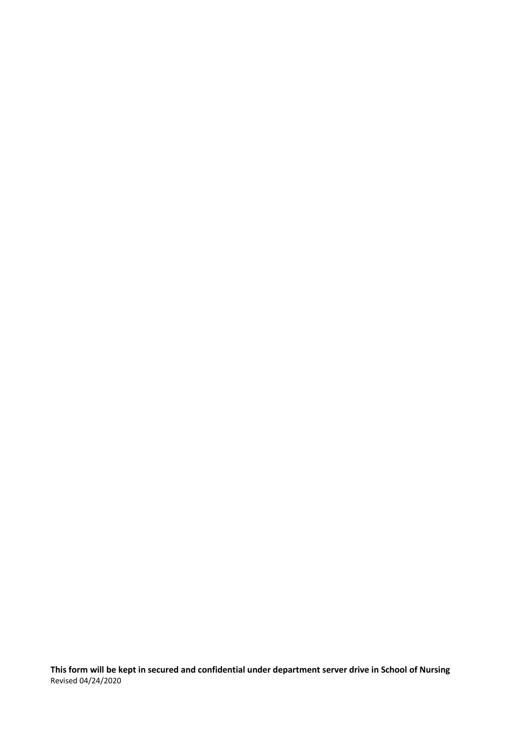**This form will be kept in secured and confidential under department server drive in School of Nursing**

Revised 04/24/2020